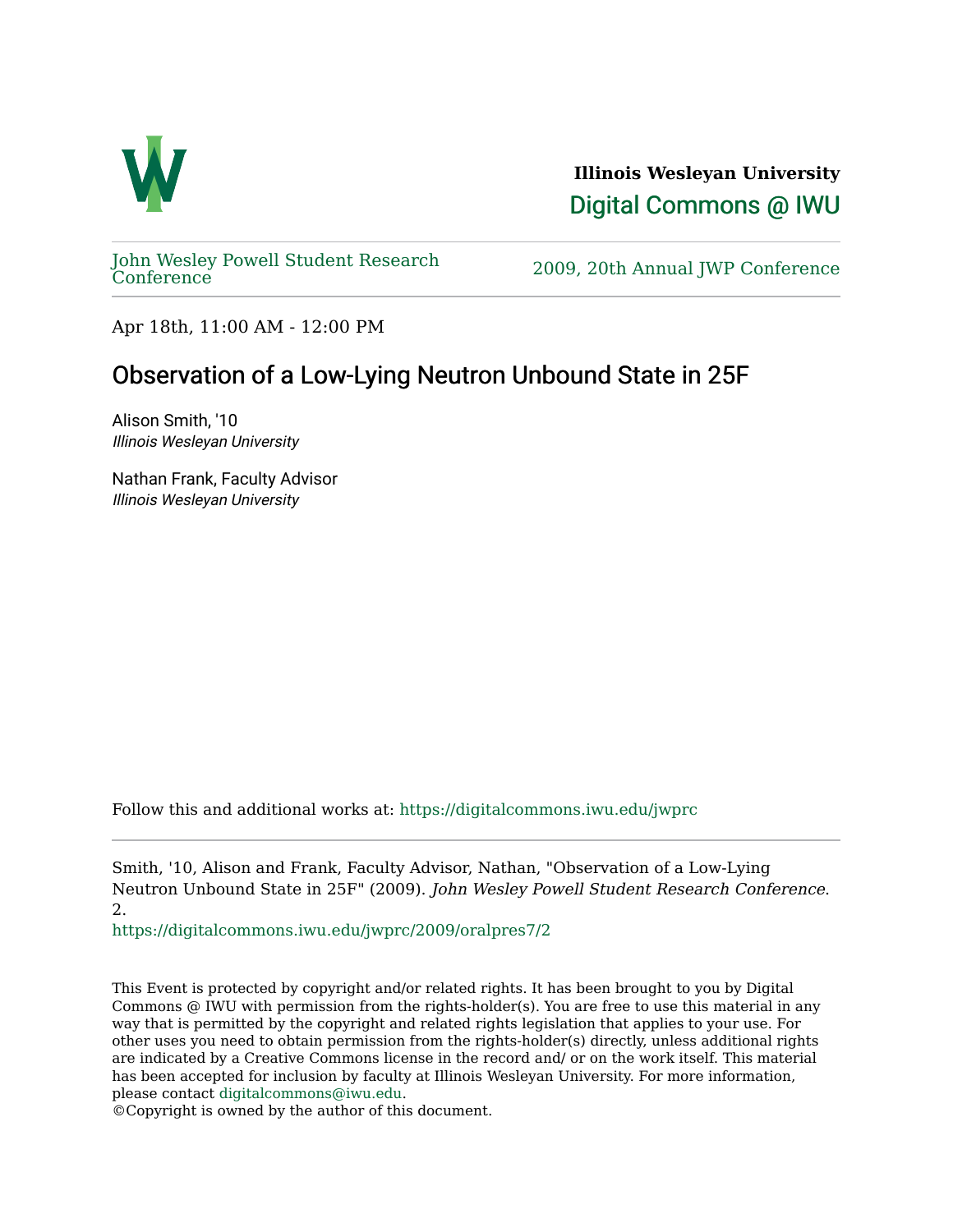**Illinois Wesleyan University**

Digital Commons @ IWU

John Wesley Powell Student Research Conference

2009, 20th Annual JWP Conference

Apr 18th, 11:00 AM - 12:00 PM

# Observation of a Low-Lying Neutron Unbound State in 25F

Alison Smith, '10
*Illinois Wesleyan University*

Nathan Frank, Faculty Advisor
*Illinois Wesleyan University*

Follow this and additional works at: https://digitalcommons.iwu.edu/jwprc

Smith, '10, Alison and Frank, Faculty Advisor, Nathan, "Observation of a Low-Lying Neutron Unbound State in 25F" (2009). *John Wesley Powell Student Research Conference*. 2.
https://digitalcommons.iwu.edu/jwprc/2009/oralpres7/2

This Event is protected by copyright and/or related rights. It has been brought to you by Digital Commons @ IWU with permission from the rights-holder(s). You are free to use this material in any way that is permitted by the copyright and related rights legislation that applies to your use. For other uses you need to obtain permission from the rights-holder(s) directly, unless additional rights are indicated by a Creative Commons license in the record and/ or on the work itself. This material has been accepted for inclusion by faculty at Illinois Wesleyan University. For more information, please contact digitalcommons@iwu.edu.
©Copyright is owned by the author of this document.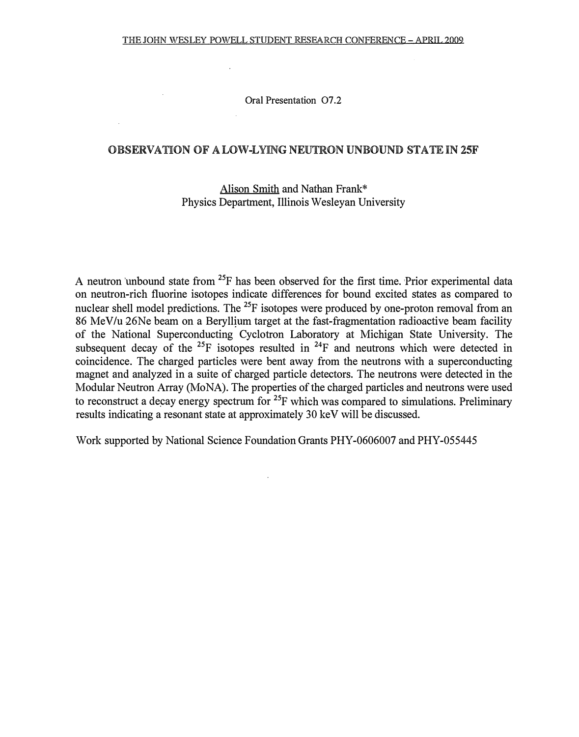Oral Presentation O7.2

# OBSERVATION OF A LOW-LYING NEUTRON UNBOUND STATE IN 25F

Alison Smith and Nathan Frank*
Physics Department, Illinois Wesleyan University

A neutron unbound state from $^{25}F$ has been observed for the first time. Prior experimental data on neutron-rich fluorine isotopes indicate differences for bound excited states as compared to nuclear shell model predictions. The $^{25}F$ isotopes were produced by one-proton removal from an 86 MeV/u 26Ne beam on a Beryllium target at the fast-fragmentation radioactive beam facility of the National Superconducting Cyclotron Laboratory at Michigan State University. The subsequent decay of the $^{25}F$ isotopes resulted in $^{24}F$ and neutrons which were detected in coincidence. The charged particles were bent away from the neutrons with a superconducting magnet and analyzed in a suite of charged particle detectors. The neutrons were detected in the Modular Neutron Array (MoNA). The properties of the charged particles and neutrons were used to reconstruct a decay energy spectrum for $^{25}F$ which was compared to simulations. Preliminary results indicating a resonant state at approximately 30 keV will be discussed.

Work supported by National Science Foundation Grants PHY-0606007 and PHY-055445